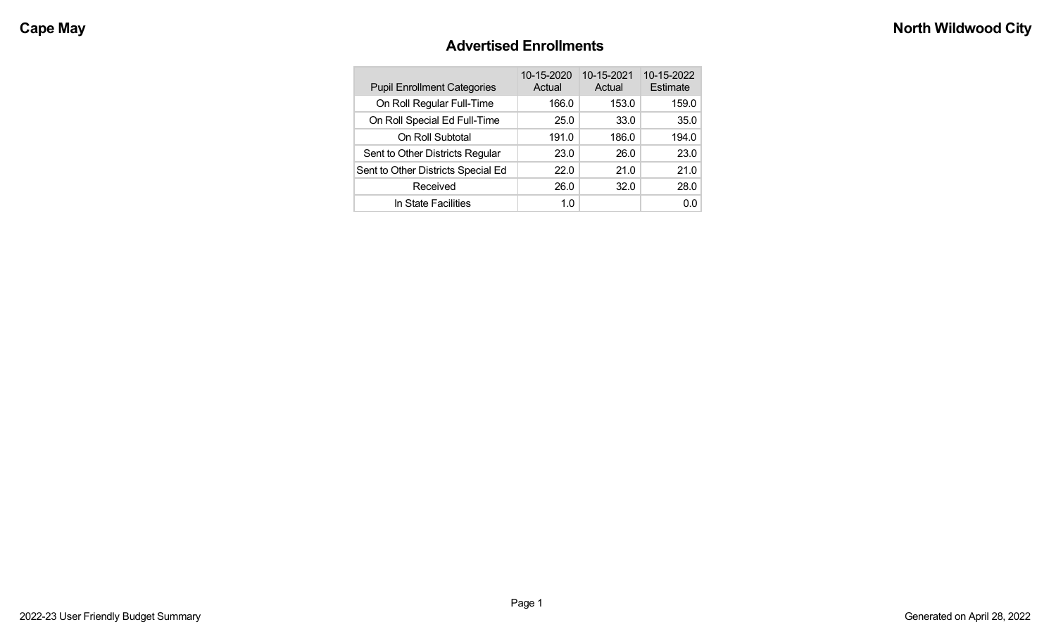# Advertised Enrollments

| Pupil Enrollment Categories | 10-15-2020 Actual | 10-15-2021 Actual | 10-15-2022 Estimate |
|---|---|---|---|
| On Roll Regular Full-Time | 166.0 | 153.0 | 159.0 |
| On Roll Special Ed Full-Time | 25.0 | 33.0 | 35.0 |
| On Roll Subtotal | 191.0 | 186.0 | 194.0 |
| Sent to Other Districts Regular | 23.0 | 26.0 | 23.0 |
| Sent to Other Districts Special Ed | 22.0 | 21.0 | 21.0 |
| Received | 26.0 | 32.0 | 28.0 |
| In State Facilities | 1.0 | | 0.0 |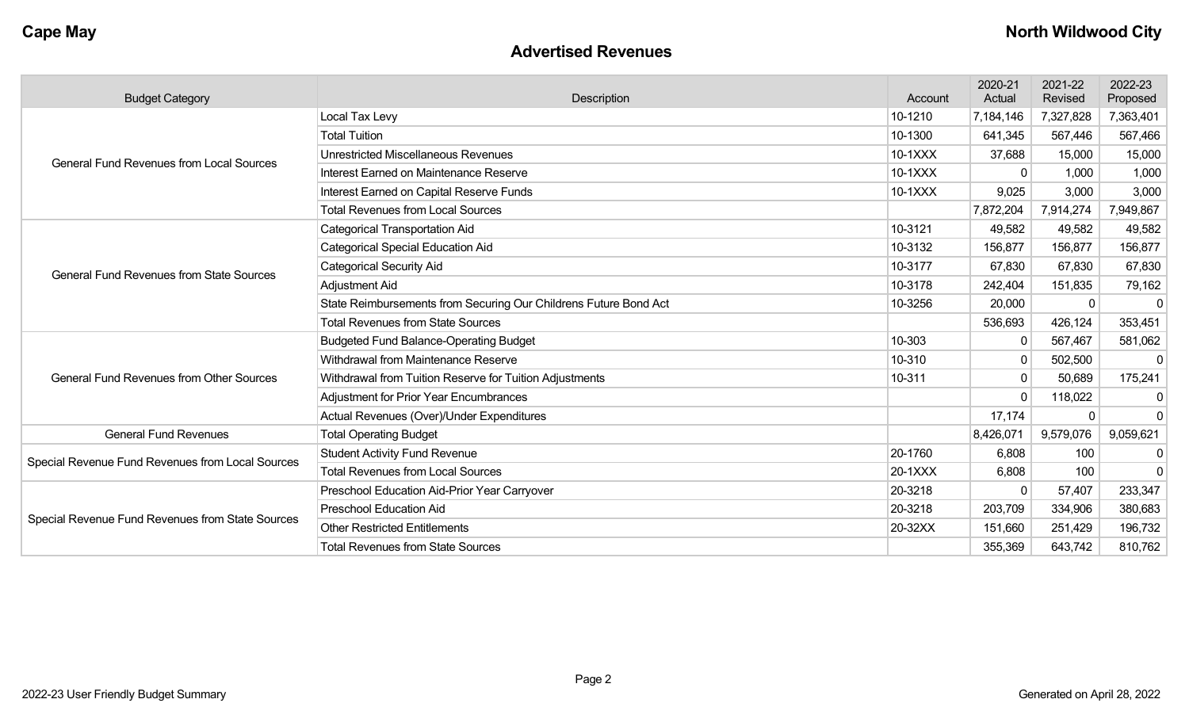**Cape May** **North Wildwood City**

## Advertised Revenues

| Budget Category | Description | Account | 2020-21 Actual | 2021-22 Revised | 2022-23 Proposed |
|---|---|---|---|---|---|
| General Fund Revenues from Local Sources | Local Tax Levy | 10-1210 | 7,184,146 | 7,327,828 | 7,363,401 |
| | Total Tuition | 10-1300 | 641,345 | 567,446 | 567,466 |
| | Unrestricted Miscellaneous Revenues | 10-1XXX | 37,688 | 15,000 | 15,000 |
| | Interest Earned on Maintenance Reserve | 10-1XXX | 0 | 1,000 | 1,000 |
| | Interest Earned on Capital Reserve Funds | 10-1XXX | 9,025 | 3,000 | 3,000 |
| | Total Revenues from Local Sources | | 7,872,204 | 7,914,274 | 7,949,867 |
| General Fund Revenues from State Sources | Categorical Transportation Aid | 10-3121 | 49,582 | 49,582 | 49,582 |
| | Categorical Special Education Aid | 10-3132 | 156,877 | 156,877 | 156,877 |
| | Categorical Security Aid | 10-3177 | 67,830 | 67,830 | 67,830 |
| | Adjustment Aid | 10-3178 | 242,404 | 151,835 | 79,162 |
| | State Reimbursements from Securing Our Childrens Future Bond Act | 10-3256 | 20,000 | 0 | 0 |
| | Total Revenues from State Sources | | 536,693 | 426,124 | 353,451 |
| General Fund Revenues from Other Sources | Budgeted Fund Balance-Operating Budget | 10-303 | 0 | 567,467 | 581,062 |
| | Withdrawal from Maintenance Reserve | 10-310 | 0 | 502,500 | 0 |
| | Withdrawal from Tuition Reserve for Tuition Adjustments | 10-311 | 0 | 50,689 | 175,241 |
| | Adjustment for Prior Year Encumbrances | | 0 | 118,022 | 0 |
| | Actual Revenues (Over)/Under Expenditures | | 17,174 | 0 | 0 |
| General Fund Revenues | Total Operating Budget | | 8,426,071 | 9,579,076 | 9,059,621 |
| Special Revenue Fund Revenues from Local Sources | Student Activity Fund Revenue | 20-1760 | 6,808 | 100 | 0 |
| | Total Revenues from Local Sources | 20-1XXX | 6,808 | 100 | 0 |
| Special Revenue Fund Revenues from State Sources | Preschool Education Aid-Prior Year Carryover | 20-3218 | 0 | 57,407 | 233,347 |
| | Preschool Education Aid | 20-3218 | 203,709 | 334,906 | 380,683 |
| | Other Restricted Entitlements | 20-32XX | 151,660 | 251,429 | 196,732 |
| | Total Revenues from State Sources | | 355,369 | 643,742 | 810,762 |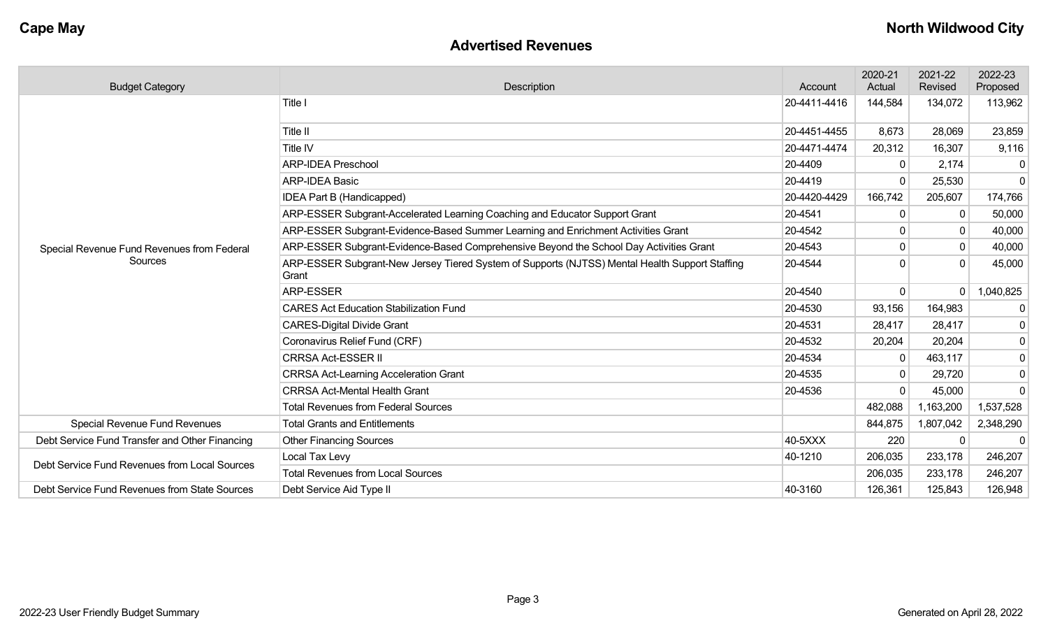## Advertised Revenues

| Budget Category | Description | Account | 2020-21 Actual | 2021-22 Revised | 2022-23 Proposed |
|---|---|---|---|---|---|
| Special Revenue Fund Revenues from Federal Sources | Title I | 20-4411-4416 | 144,584 | 134,072 | 113,962 |
| | Title II | 20-4451-4455 | 8,673 | 28,069 | 23,859 |
| | Title IV | 20-4471-4474 | 20,312 | 16,307 | 9,116 |
| | ARP-IDEA Preschool | 20-4409 | 0 | 2,174 | 0 |
| | ARP-IDEA Basic | 20-4419 | 0 | 25,530 | 0 |
| | IDEA Part B (Handicapped) | 20-4420-4429 | 166,742 | 205,607 | 174,766 |
| | ARP-ESSER Subgrant-Accelerated Learning Coaching and Educator Support Grant | 20-4541 | 0 | 0 | 50,000 |
| | ARP-ESSER Subgrant-Evidence-Based Summer Learning and Enrichment Activities Grant | 20-4542 | 0 | 0 | 40,000 |
| | ARP-ESSER Subgrant-Evidence-Based Comprehensive Beyond the School Day Activities Grant | 20-4543 | 0 | 0 | 40,000 |
| | ARP-ESSER Subgrant-New Jersey Tiered System of Supports (NJTSS) Mental Health Support Staffing Grant | 20-4544 | 0 | 0 | 45,000 |
| | ARP-ESSER | 20-4540 | 0 | 0 | 1,040,825 |
| | CARES Act Education Stabilization Fund | 20-4530 | 93,156 | 164,983 | 0 |
| | CARES-Digital Divide Grant | 20-4531 | 28,417 | 28,417 | 0 |
| | Coronavirus Relief Fund (CRF) | 20-4532 | 20,204 | 20,204 | 0 |
| | CRRSA Act-ESSER II | 20-4534 | 0 | 463,117 | 0 |
| | CRRSA Act-Learning Acceleration Grant | 20-4535 | 0 | 29,720 | 0 |
| | CRRSA Act-Mental Health Grant | 20-4536 | 0 | 45,000 | 0 |
| | Total Revenues from Federal Sources | | 482,088 | 1,163,200 | 1,537,528 |
| Special Revenue Fund Revenues | Total Grants and Entitlements | | 844,875 | 1,807,042 | 2,348,290 |
| Debt Service Fund Transfer and Other Financing | Other Financing Sources | 40-5XXX | 220 | 0 | 0 |
| Debt Service Fund Revenues from Local Sources | Local Tax Levy | 40-1210 | 206,035 | 233,178 | 246,207 |
| | Total Revenues from Local Sources | | 206,035 | 233,178 | 246,207 |
| Debt Service Fund Revenues from State Sources | Debt Service Aid Type II | 40-3160 | 126,361 | 125,843 | 126,948 |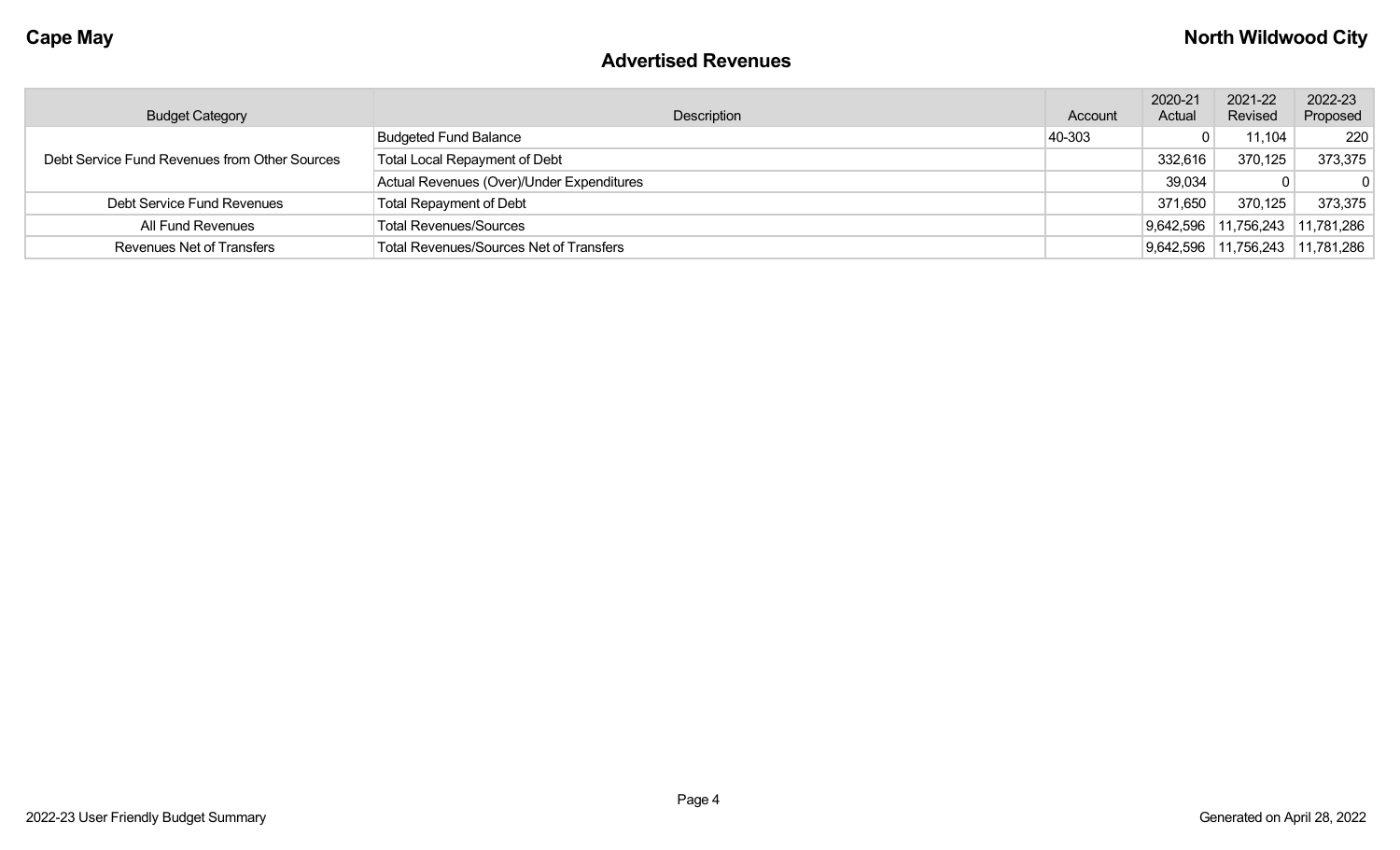## Advertised Revenues

| Budget Category | Description | Account | 2020-21 Actual | 2021-22 Revised | 2022-23 Proposed |
|---|---|---|---|---|---|
| Debt Service Fund Revenues from Other Sources | Budgeted Fund Balance | 40-303 | 0 | 11,104 | 220 |
| | Total Local Repayment of Debt | | 332,616 | 370,125 | 373,375 |
| | Actual Revenues (Over)/Under Expenditures | | 39,034 | 0 | 0 |
| Debt Service Fund Revenues | Total Repayment of Debt | | 371,650 | 370,125 | 373,375 |
| All Fund Revenues | Total Revenues/Sources | | 9,642,596 | 11,756,243 | 11,781,286 |
| Revenues Net of Transfers | Total Revenues/Sources Net of Transfers | | 9,642,596 | 11,756,243 | 11,781,286 |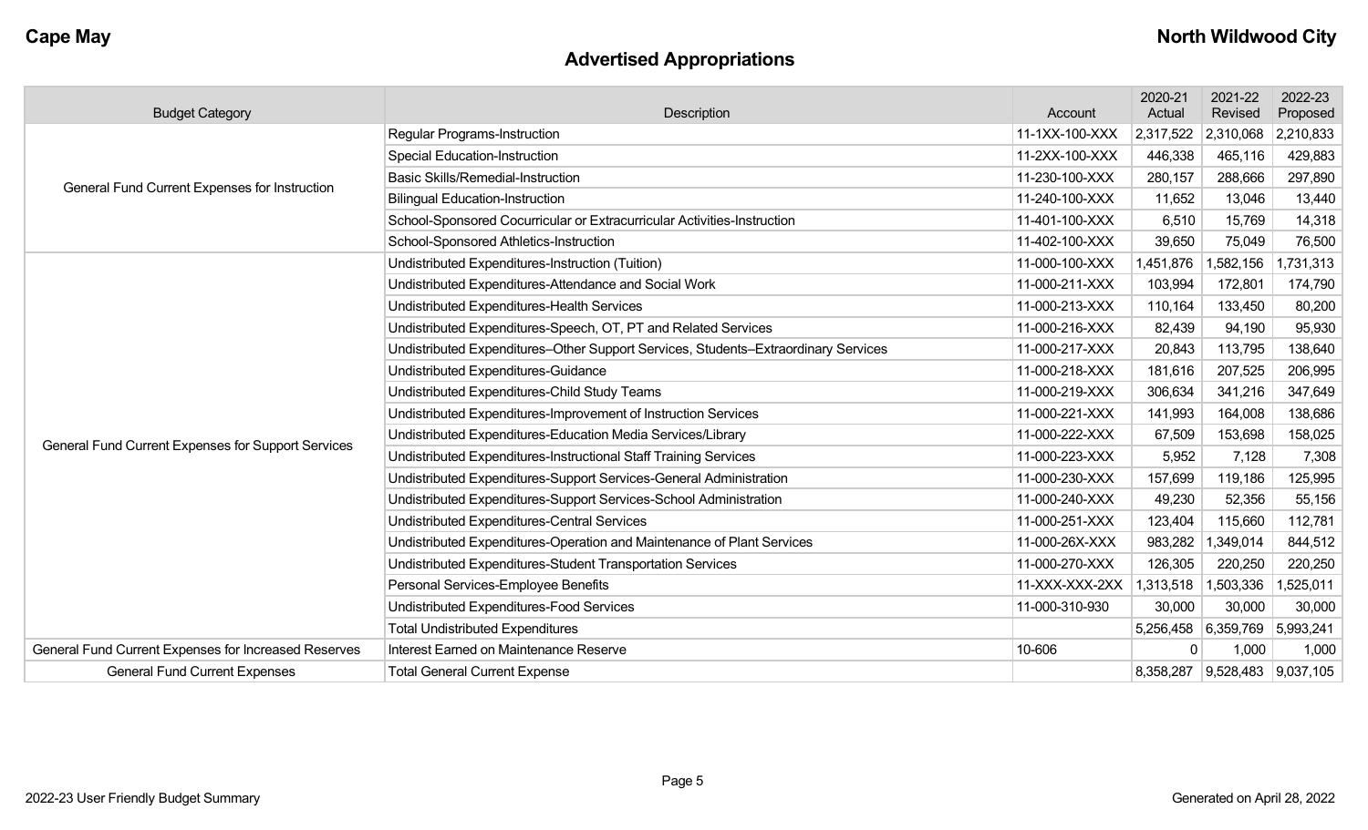## Advertised Appropriations

| Budget Category | Description | Account | 2020-21 Actual | 2021-22 Revised | 2022-23 Proposed |
|---|---|---|---|---|---|
| General Fund Current Expenses for Instruction | Regular Programs-Instruction | 11-1XX-100-XXX | 2,317,522 | 2,310,068 | 2,210,833 |
| | Special Education-Instruction | 11-2XX-100-XXX | 446,338 | 465,116 | 429,883 |
| | Basic Skills/Remedial-Instruction | 11-230-100-XXX | 280,157 | 288,666 | 297,890 |
| | Bilingual Education-Instruction | 11-240-100-XXX | 11,652 | 13,046 | 13,440 |
| | School-Sponsored Cocurricular or Extracurricular Activities-Instruction | 11-401-100-XXX | 6,510 | 15,769 | 14,318 |
| | School-Sponsored Athletics-Instruction | 11-402-100-XXX | 39,650 | 75,049 | 76,500 |
| General Fund Current Expenses for Support Services | Undistributed Expenditures-Instruction (Tuition) | 11-000-100-XXX | 1,451,876 | 1,582,156 | 1,731,313 |
| | Undistributed Expenditures-Attendance and Social Work | 11-000-211-XXX | 103,994 | 172,801 | 174,790 |
| | Undistributed Expenditures-Health Services | 11-000-213-XXX | 110,164 | 133,450 | 80,200 |
| | Undistributed Expenditures-Speech, OT, PT and Related Services | 11-000-216-XXX | 82,439 | 94,190 | 95,930 |
| | Undistributed Expenditures–Other Support Services, Students–Extraordinary Services | 11-000-217-XXX | 20,843 | 113,795 | 138,640 |
| | Undistributed Expenditures-Guidance | 11-000-218-XXX | 181,616 | 207,525 | 206,995 |
| | Undistributed Expenditures-Child Study Teams | 11-000-219-XXX | 306,634 | 341,216 | 347,649 |
| | Undistributed Expenditures-Improvement of Instruction Services | 11-000-221-XXX | 141,993 | 164,008 | 138,686 |
| | Undistributed Expenditures-Education Media Services/Library | 11-000-222-XXX | 67,509 | 153,698 | 158,025 |
| | Undistributed Expenditures-Instructional Staff Training Services | 11-000-223-XXX | 5,952 | 7,128 | 7,308 |
| | Undistributed Expenditures-Support Services-General Administration | 11-000-230-XXX | 157,699 | 119,186 | 125,995 |
| | Undistributed Expenditures-Support Services-School Administration | 11-000-240-XXX | 49,230 | 52,356 | 55,156 |
| | Undistributed Expenditures-Central Services | 11-000-251-XXX | 123,404 | 115,660 | 112,781 |
| | Undistributed Expenditures-Operation and Maintenance of Plant Services | 11-000-26X-XXX | 983,282 | 1,349,014 | 844,512 |
| | Undistributed Expenditures-Student Transportation Services | 11-000-270-XXX | 126,305 | 220,250 | 220,250 |
| | Personal Services-Employee Benefits | 11-XXX-XXX-2XX | 1,313,518 | 1,503,336 | 1,525,011 |
| | Undistributed Expenditures-Food Services | 11-000-310-930 | 30,000 | 30,000 | 30,000 |
| | Total Undistributed Expenditures | | 5,256,458 | 6,359,769 | 5,993,241 |
| General Fund Current Expenses for Increased Reserves | Interest Earned on Maintenance Reserve | 10-606 | 0 | 1,000 | 1,000 |
| General Fund Current Expenses | Total General Current Expense | | 8,358,287 | 9,528,483 | 9,037,105 |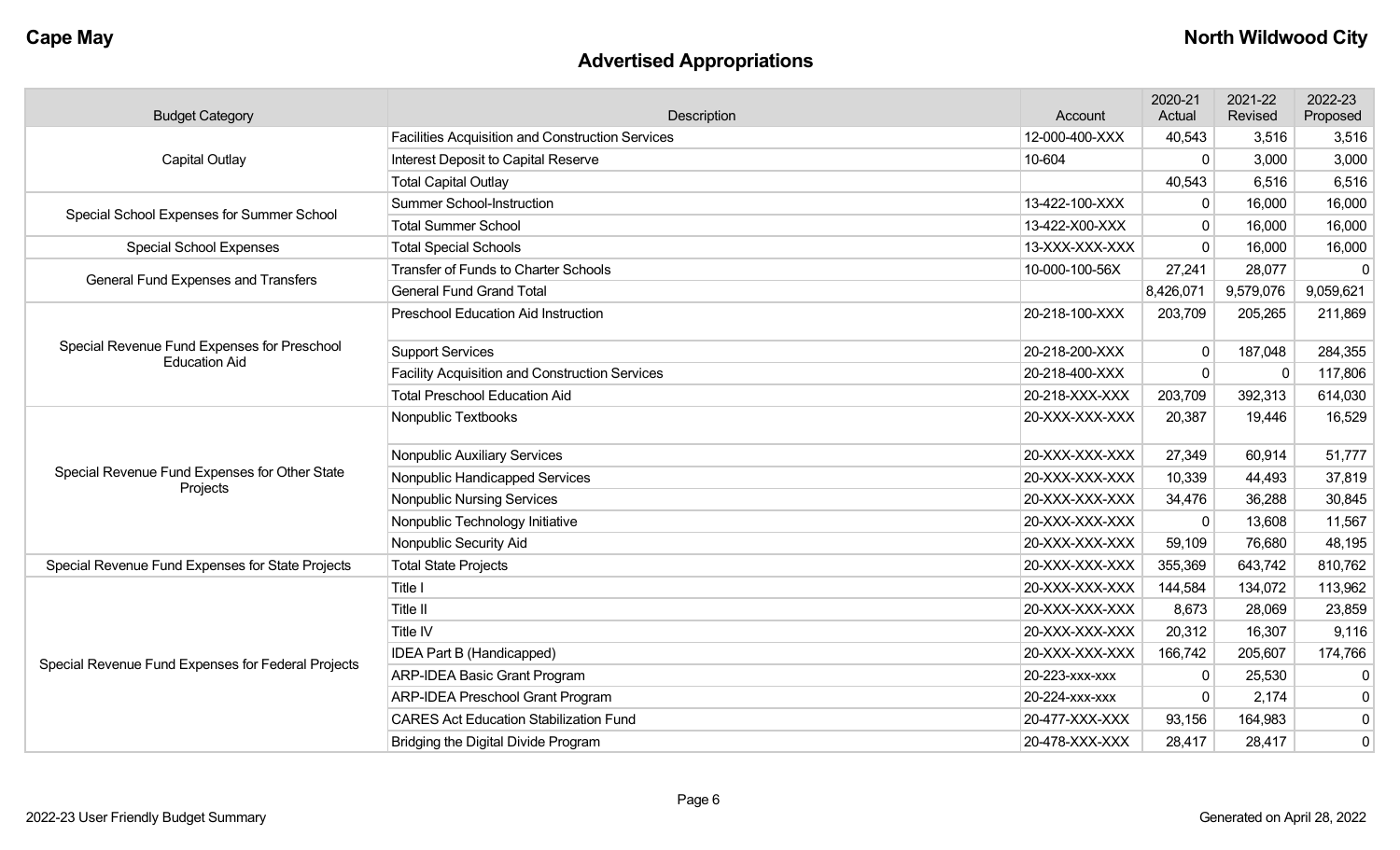**Cape May** **North Wildwood City**

## Advertised Appropriations

| Budget Category | Description | Account | 2020-21 Actual | 2021-22 Revised | 2022-23 Proposed |
|---|---|---|---|---|---|
| Capital Outlay | Facilities Acquisition and Construction Services | 12-000-400-XXX | 40,543 | 3,516 | 3,516 |
| | Interest Deposit to Capital Reserve | 10-604 | 0 | 3,000 | 3,000 |
| | Total Capital Outlay | | 40,543 | 6,516 | 6,516 |
| Special School Expenses for Summer School | Summer School-Instruction | 13-422-100-XXX | 0 | 16,000 | 16,000 |
| | Total Summer School | 13-422-X00-XXX | 0 | 16,000 | 16,000 |
| Special School Expenses | Total Special Schools | 13-XXX-XXX-XXX | 0 | 16,000 | 16,000 |
| General Fund Expenses and Transfers | Transfer of Funds to Charter Schools | 10-000-100-56X | 27,241 | 28,077 | 0 |
| | General Fund Grand Total | | 8,426,071 | 9,579,076 | 9,059,621 |
| Special Revenue Fund Expenses for Preschool Education Aid | Preschool Education Aid Instruction | 20-218-100-XXX | 203,709 | 205,265 | 211,869 |
| | Support Services | 20-218-200-XXX | 0 | 187,048 | 284,355 |
| | Facility Acquisition and Construction Services | 20-218-400-XXX | 0 | 0 | 117,806 |
| | Total Preschool Education Aid | 20-218-XXX-XXX | 203,709 | 392,313 | 614,030 |
| Special Revenue Fund Expenses for Other State Projects | Nonpublic Textbooks | 20-XXX-XXX-XXX | 20,387 | 19,446 | 16,529 |
| | Nonpublic Auxiliary Services | 20-XXX-XXX-XXX | 27,349 | 60,914 | 51,777 |
| | Nonpublic Handicapped Services | 20-XXX-XXX-XXX | 10,339 | 44,493 | 37,819 |
| | Nonpublic Nursing Services | 20-XXX-XXX-XXX | 34,476 | 36,288 | 30,845 |
| | Nonpublic Technology Initiative | 20-XXX-XXX-XXX | 0 | 13,608 | 11,567 |
| | Nonpublic Security Aid | 20-XXX-XXX-XXX | 59,109 | 76,680 | 48,195 |
| Special Revenue Fund Expenses for State Projects | Total State Projects | 20-XXX-XXX-XXX | 355,369 | 643,742 | 810,762 |
| Special Revenue Fund Expenses for Federal Projects | Title I | 20-XXX-XXX-XXX | 144,584 | 134,072 | 113,962 |
| | Title II | 20-XXX-XXX-XXX | 8,673 | 28,069 | 23,859 |
| | Title IV | 20-XXX-XXX-XXX | 20,312 | 16,307 | 9,116 |
| | IDEA Part B (Handicapped) | 20-XXX-XXX-XXX | 166,742 | 205,607 | 174,766 |
| | ARP-IDEA Basic Grant Program | 20-223-xxx-xxx | 0 | 25,530 | 0 |
| | ARP-IDEA Preschool Grant Program | 20-224-xxx-xxx | 0 | 2,174 | 0 |
| | CARES Act Education Stabilization Fund | 20-477-XXX-XXX | 93,156 | 164,983 | 0 |
| | Bridging the Digital Divide Program | 20-478-XXX-XXX | 28,417 | 28,417 | 0 |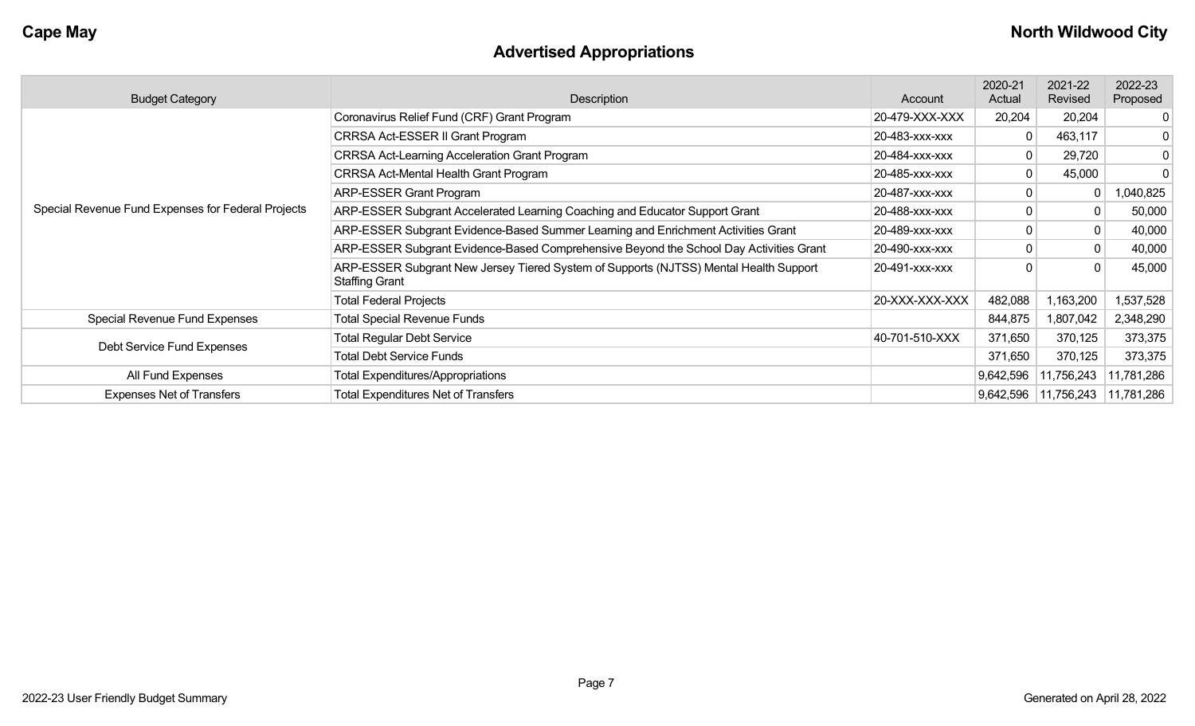**Cape May** **North Wildwood City**

## Advertised Appropriations

| Budget Category | Description | Account | 2020-21 Actual | 2021-22 Revised | 2022-23 Proposed |
|---|---|---|---|---|---|
| Special Revenue Fund Expenses for Federal Projects | Coronavirus Relief Fund (CRF) Grant Program | 20-479-XXX-XXX | 20,204 | 20,204 | 0 |
| | CRRSA Act-ESSER II Grant Program | 20-483-xxx-xxx | 0 | 463,117 | 0 |
| | CRRSA Act-Learning Acceleration Grant Program | 20-484-xxx-xxx | 0 | 29,720 | 0 |
| | CRRSA Act-Mental Health Grant Program | 20-485-xxx-xxx | 0 | 45,000 | 0 |
| | ARP-ESSER Grant Program | 20-487-xxx-xxx | 0 | 0 | 1,040,825 |
| | ARP-ESSER Subgrant Accelerated Learning Coaching and Educator Support Grant | 20-488-xxx-xxx | 0 | 0 | 50,000 |
| | ARP-ESSER Subgrant Evidence-Based Summer Learning and Enrichment Activities Grant | 20-489-xxx-xxx | 0 | 0 | 40,000 |
| | ARP-ESSER Subgrant Evidence-Based Comprehensive Beyond the School Day Activities Grant | 20-490-xxx-xxx | 0 | 0 | 40,000 |
| | ARP-ESSER Subgrant New Jersey Tiered System of Supports (NJTSS) Mental Health Support Staffing Grant | 20-491-xxx-xxx | 0 | 0 | 45,000 |
| | Total Federal Projects | 20-XXX-XXX-XXX | 482,088 | 1,163,200 | 1,537,528 |
| Special Revenue Fund Expenses | Total Special Revenue Funds | | 844,875 | 1,807,042 | 2,348,290 |
| Debt Service Fund Expenses | Total Regular Debt Service | 40-701-510-XXX | 371,650 | 370,125 | 373,375 |
| | Total Debt Service Funds | | 371,650 | 370,125 | 373,375 |
| All Fund Expenses | Total Expenditures/Appropriations | | 9,642,596 | 11,756,243 | 11,781,286 |
| Expenses Net of Transfers | Total Expenditures Net of Transfers | | 9,642,596 | 11,756,243 | 11,781,286 |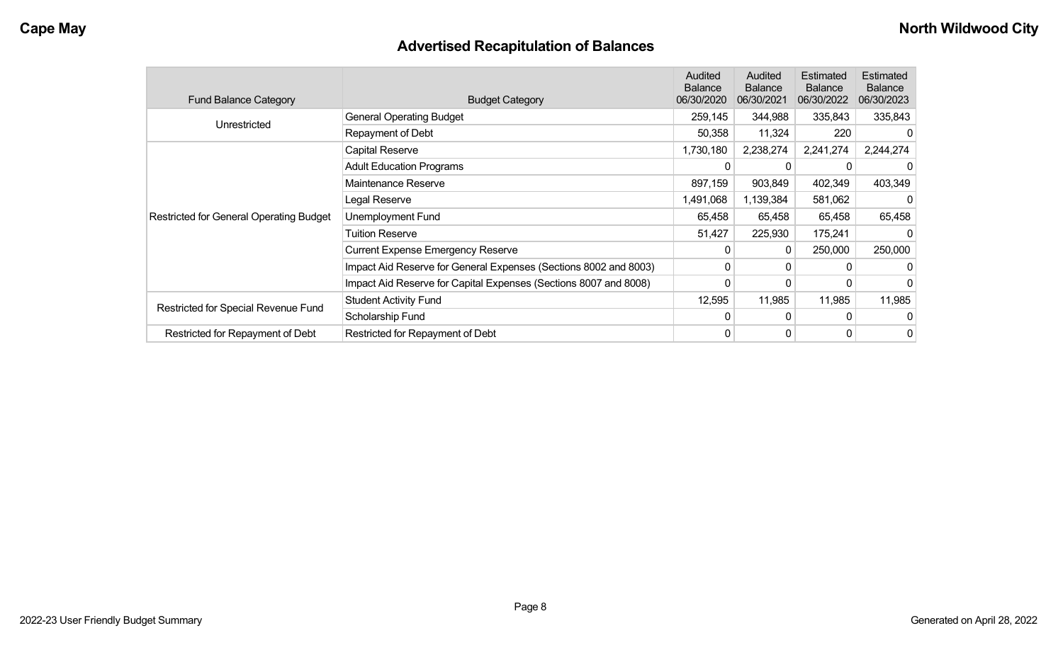# Advertised Recapitulation of Balances

| Fund Balance Category | Budget Category | Audited Balance 06/30/2020 | Audited Balance 06/30/2021 | Estimated Balance 06/30/2022 | Estimated Balance 06/30/2023 |
|---|---|---|---|---|---|
| Unrestricted | General Operating Budget | 259,145 | 344,988 | 335,843 | 335,843 |
| | Repayment of Debt | 50,358 | 11,324 | 220 | 0 |
| Restricted for General Operating Budget | Capital Reserve | 1,730,180 | 2,238,274 | 2,241,274 | 2,244,274 |
| | Adult Education Programs | 0 | 0 | 0 | 0 |
| | Maintenance Reserve | 897,159 | 903,849 | 402,349 | 403,349 |
| | Legal Reserve | 1,491,068 | 1,139,384 | 581,062 | 0 |
| | Unemployment Fund | 65,458 | 65,458 | 65,458 | 65,458 |
| | Tuition Reserve | 51,427 | 225,930 | 175,241 | 0 |
| | Current Expense Emergency Reserve | 0 | 0 | 250,000 | 250,000 |
| | Impact Aid Reserve for General Expenses (Sections 8002 and 8003) | 0 | 0 | 0 | 0 |
| | Impact Aid Reserve for Capital Expenses (Sections 8007 and 8008) | 0 | 0 | 0 | 0 |
| Restricted for Special Revenue Fund | Student Activity Fund | 12,595 | 11,985 | 11,985 | 11,985 |
| | Scholarship Fund | 0 | 0 | 0 | 0 |
| Restricted for Repayment of Debt | Restricted for Repayment of Debt | 0 | 0 | 0 | 0 |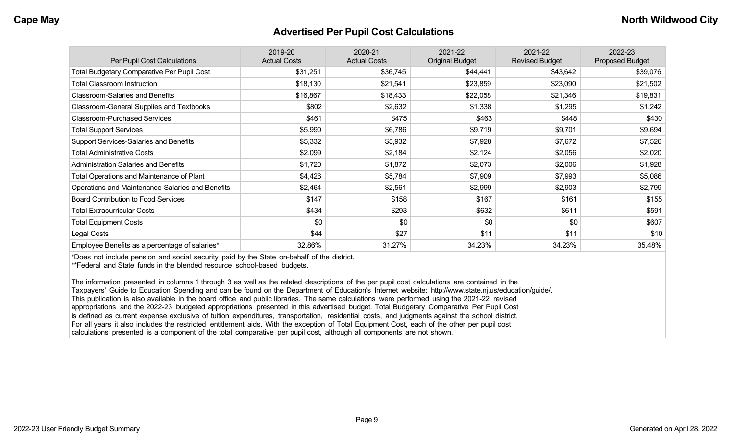## Advertised Per Pupil Cost Calculations

| Per Pupil Cost Calculations | 2019-20 Actual Costs | 2020-21 Actual Costs | 2021-22 Original Budget | 2021-22 Revised Budget | 2022-23 Proposed Budget |
|---|---|---|---|---|---|
| Total Budgetary Comparative Per Pupil Cost | $31,251 | $36,745 | $44,441 | $43,642 | $39,076 |
| Total Classroom Instruction | $18,130 | $21,541 | $23,859 | $23,090 | $21,502 |
| Classroom-Salaries and Benefits | $16,867 | $18,433 | $22,058 | $21,346 | $19,831 |
| Classroom-General Supplies and Textbooks | $802 | $2,632 | $1,338 | $1,295 | $1,242 |
| Classroom-Purchased Services | $461 | $475 | $463 | $448 | $430 |
| Total Support Services | $5,990 | $6,786 | $9,719 | $9,701 | $9,694 |
| Support Services-Salaries and Benefits | $5,332 | $5,932 | $7,928 | $7,672 | $7,526 |
| Total Administrative Costs | $2,099 | $2,184 | $2,124 | $2,056 | $2,020 |
| Administration Salaries and Benefits | $1,720 | $1,872 | $2,073 | $2,006 | $1,928 |
| Total Operations and Maintenance of Plant | $4,426 | $5,784 | $7,909 | $7,993 | $5,086 |
| Operations and Maintenance-Salaries and Benefits | $2,464 | $2,561 | $2,999 | $2,903 | $2,799 |
| Board Contribution to Food Services | $147 | $158 | $167 | $161 | $155 |
| Total Extracurricular Costs | $434 | $293 | $632 | $611 | $591 |
| Total Equipment Costs | $0 | $0 | $0 | $0 | $607 |
| Legal Costs | $44 | $27 | $11 | $11 | $10 |
| Employee Benefits as a percentage of salaries* | 32.86% | 31.27% | 34.23% | 34.23% | 35.48% |

*Does not include pension and social security paid by the State on-behalf of the district.
**Federal and State funds in the blended resource school-based budgets.

The information presented in columns 1 through 3 as well as the related descriptions of the per pupil cost calculations are contained in the Taxpayers' Guide to Education Spending and can be found on the Department of Education's Internet website: http://www.state.nj.us/education/guide/. This publication is also available in the board office and public libraries. The same calculations were performed using the 2021-22 revised appropriations and the 2022-23 budgeted appropriations presented in this advertised budget. Total Budgetary Comparative Per Pupil Cost is defined as current expense exclusive of tuition expenditures, transportation, residential costs, and judgments against the school district. For all years it also includes the restricted entitlement aids. With the exception of Total Equipment Cost, each of the other per pupil cost calculations presented is a component of the total comparative per pupil cost, although all components are not shown.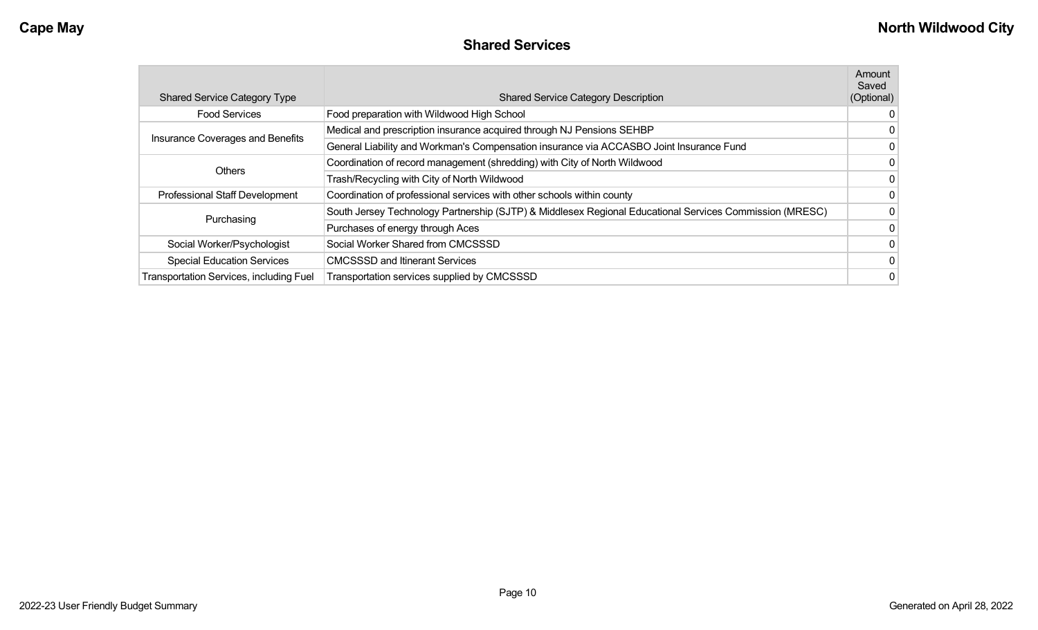## Shared Services

| Shared Service Category Type | Shared Service Category Description | Amount Saved (Optional) |
|---|---|---|
| Food Services | Food preparation with Wildwood High School | 0 |
| Insurance Coverages and Benefits | Medical and prescription insurance acquired through NJ Pensions SEHBP | 0 |
| | General Liability and Workman's Compensation insurance via ACCASBO Joint Insurance Fund | 0 |
| Others | Coordination of record management (shredding) with City of North Wildwood | 0 |
| | Trash/Recycling with City of North Wildwood | 0 |
| Professional Staff Development | Coordination of professional services with other schools within county | 0 |
| Purchasing | South Jersey Technology Partnership (SJTP) & Middlesex Regional Educational Services Commission (MRESC) | 0 |
| | Purchases of energy through Aces | 0 |
| Social Worker/Psychologist | Social Worker Shared from CMCSSSD | 0 |
| Special Education Services | CMCSSSD and Itinerant Services | 0 |
| Transportation Services, including Fuel | Transportation services supplied by CMCSSSD | 0 |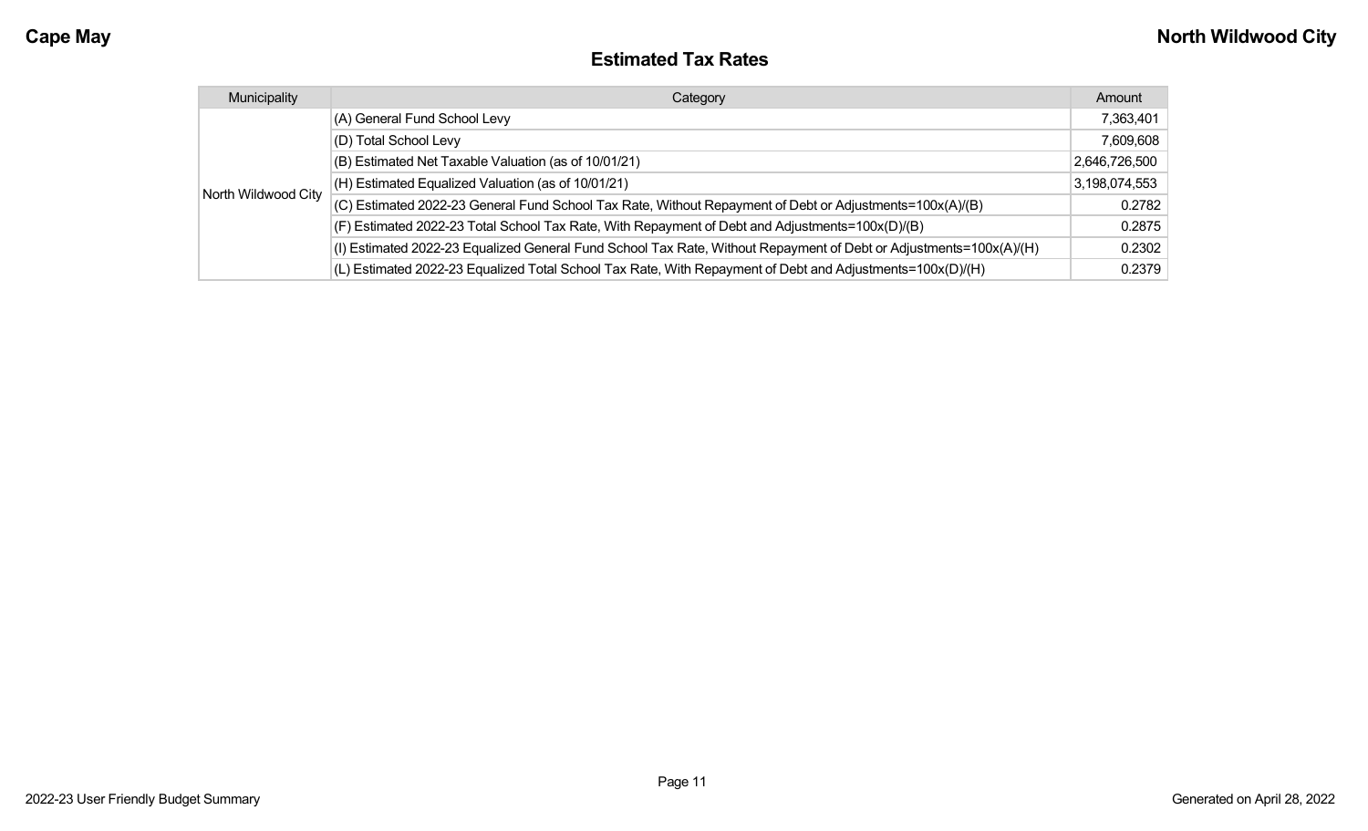## Estimated Tax Rates

| Municipality | Category | Amount |
|---|---|---|
| North Wildwood City | (A) General Fund School Levy | 7,363,401 |
| | (D) Total School Levy | 7,609,608 |
| | (B) Estimated Net Taxable Valuation (as of 10/01/21) | 2,646,726,500 |
| | (H) Estimated Equalized Valuation (as of 10/01/21) | 3,198,074,553 |
| | (C) Estimated 2022-23 General Fund School Tax Rate, Without Repayment of Debt or Adjustments=100x(A)/(B) | 0.2782 |
| | (F) Estimated 2022-23 Total School Tax Rate, With Repayment of Debt and Adjustments=100x(D)/(B) | 0.2875 |
| | (I) Estimated 2022-23 Equalized General Fund School Tax Rate, Without Repayment of Debt or Adjustments=100x(A)/(H) | 0.2302 |
| | (L) Estimated 2022-23 Equalized Total School Tax Rate, With Repayment of Debt and Adjustments=100x(D)/(H) | 0.2379 |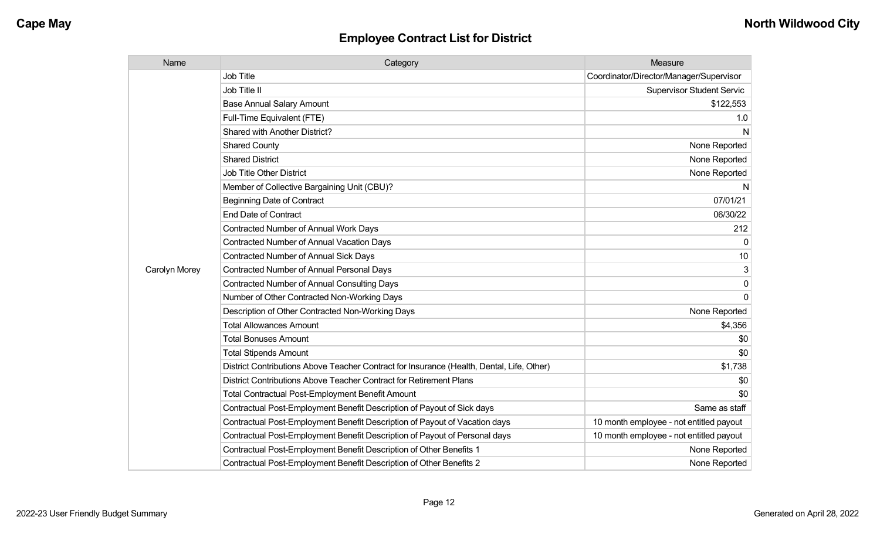## Employee Contract List for District

| Name | Category | Measure |
|---|---|---|
| Carolyn Morey | Job Title | Coordinator/Director/Manager/Supervisor |
| | Job Title II | Supervisor Student Servic |
| | Base Annual Salary Amount | $122,553 |
| | Full-Time Equivalent (FTE) | 1.0 |
| | Shared with Another District? | N |
| | Shared County | None Reported |
| | Shared District | None Reported |
| | Job Title Other District | None Reported |
| | Member of Collective Bargaining Unit (CBU)? | N |
| | Beginning Date of Contract | 07/01/21 |
| | End Date of Contract | 06/30/22 |
| | Contracted Number of Annual Work Days | 212 |
| | Contracted Number of Annual Vacation Days | 0 |
| | Contracted Number of Annual Sick Days | 10 |
| | Contracted Number of Annual Personal Days | 3 |
| | Contracted Number of Annual Consulting Days | 0 |
| | Number of Other Contracted Non-Working Days | 0 |
| | Description of Other Contracted Non-Working Days | None Reported |
| | Total Allowances Amount | $4,356 |
| | Total Bonuses Amount | $0 |
| | Total Stipends Amount | $0 |
| | District Contributions Above Teacher Contract for Insurance (Health, Dental, Life, Other) | $1,738 |
| | District Contributions Above Teacher Contract for Retirement Plans | $0 |
| | Total Contractual Post-Employment Benefit Amount | $0 |
| | Contractual Post-Employment Benefit Description of Payout of Sick days | Same as staff |
| | Contractual Post-Employment Benefit Description of Payout of Vacation days | 10 month employee - not entitled payout |
| | Contractual Post-Employment Benefit Description of Payout of Personal days | 10 month employee - not entitled payout |
| | Contractual Post-Employment Benefit Description of Other Benefits 1 | None Reported |
| | Contractual Post-Employment Benefit Description of Other Benefits 2 | None Reported |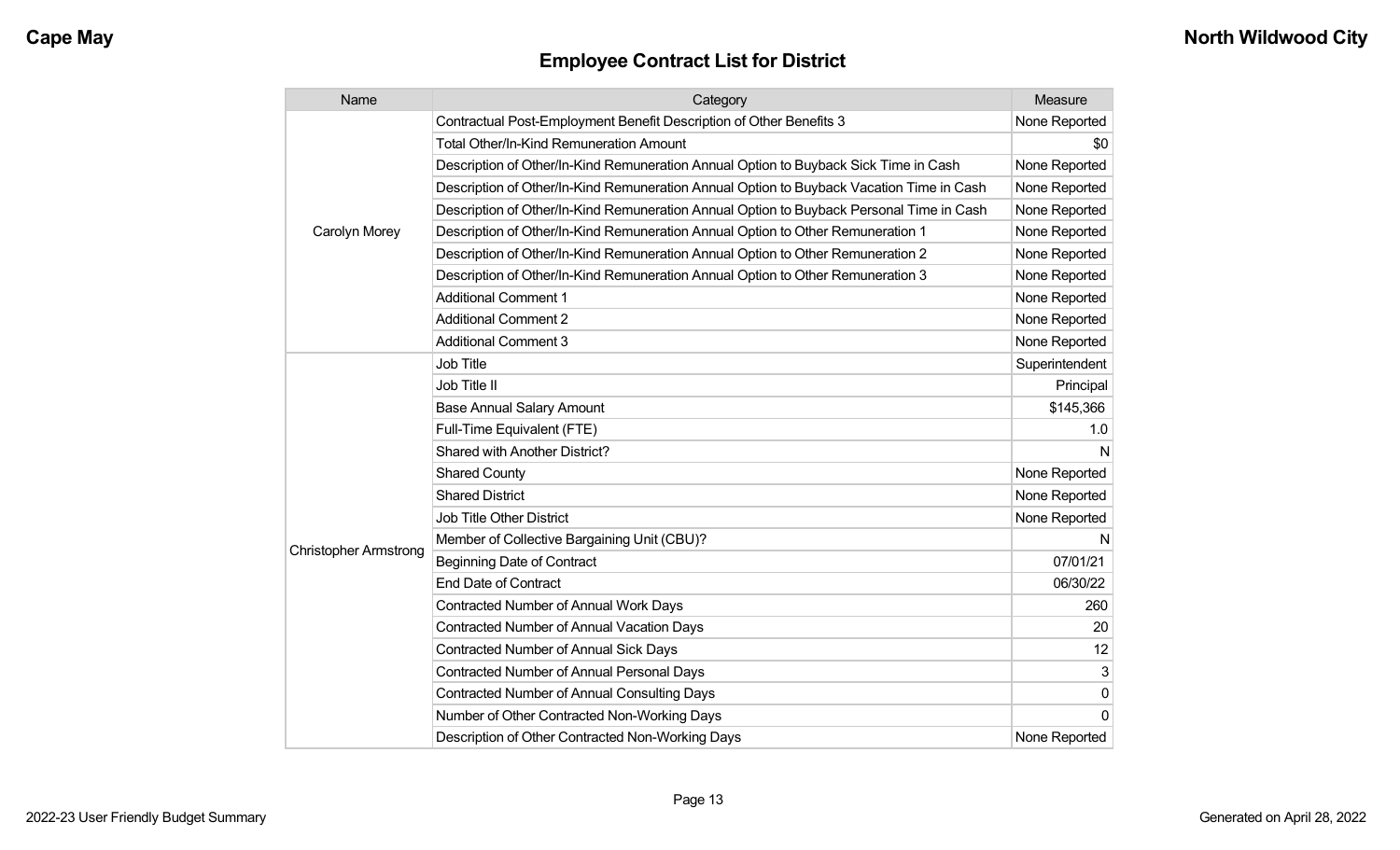## Employee Contract List for District

| Name | Category | Measure |
|---|---|---|
| Carolyn Morey | Contractual Post-Employment Benefit Description of Other Benefits 3 | None Reported |
| | Total Other/In-Kind Remuneration Amount | $0 |
| | Description of Other/In-Kind Remuneration Annual Option to Buyback Sick Time in Cash | None Reported |
| | Description of Other/In-Kind Remuneration Annual Option to Buyback Vacation Time in Cash | None Reported |
| | Description of Other/In-Kind Remuneration Annual Option to Buyback Personal Time in Cash | None Reported |
| | Description of Other/In-Kind Remuneration Annual Option to Other Remuneration 1 | None Reported |
| | Description of Other/In-Kind Remuneration Annual Option to Other Remuneration 2 | None Reported |
| | Description of Other/In-Kind Remuneration Annual Option to Other Remuneration 3 | None Reported |
| | Additional Comment 1 | None Reported |
| | Additional Comment 2 | None Reported |
| | Additional Comment 3 | None Reported |
| Christopher Armstrong | Job Title | Superintendent |
| | Job Title II | Principal |
| | Base Annual Salary Amount | $145,366 |
| | Full-Time Equivalent (FTE) | 1.0 |
| | Shared with Another District? | N |
| | Shared County | None Reported |
| | Shared District | None Reported |
| | Job Title Other District | None Reported |
| | Member of Collective Bargaining Unit (CBU)? | N |
| | Beginning Date of Contract | 07/01/21 |
| | End Date of Contract | 06/30/22 |
| | Contracted Number of Annual Work Days | 260 |
| | Contracted Number of Annual Vacation Days | 20 |
| | Contracted Number of Annual Sick Days | 12 |
| | Contracted Number of Annual Personal Days | 3 |
| | Contracted Number of Annual Consulting Days | 0 |
| | Number of Other Contracted Non-Working Days | 0 |
| | Description of Other Contracted Non-Working Days | None Reported |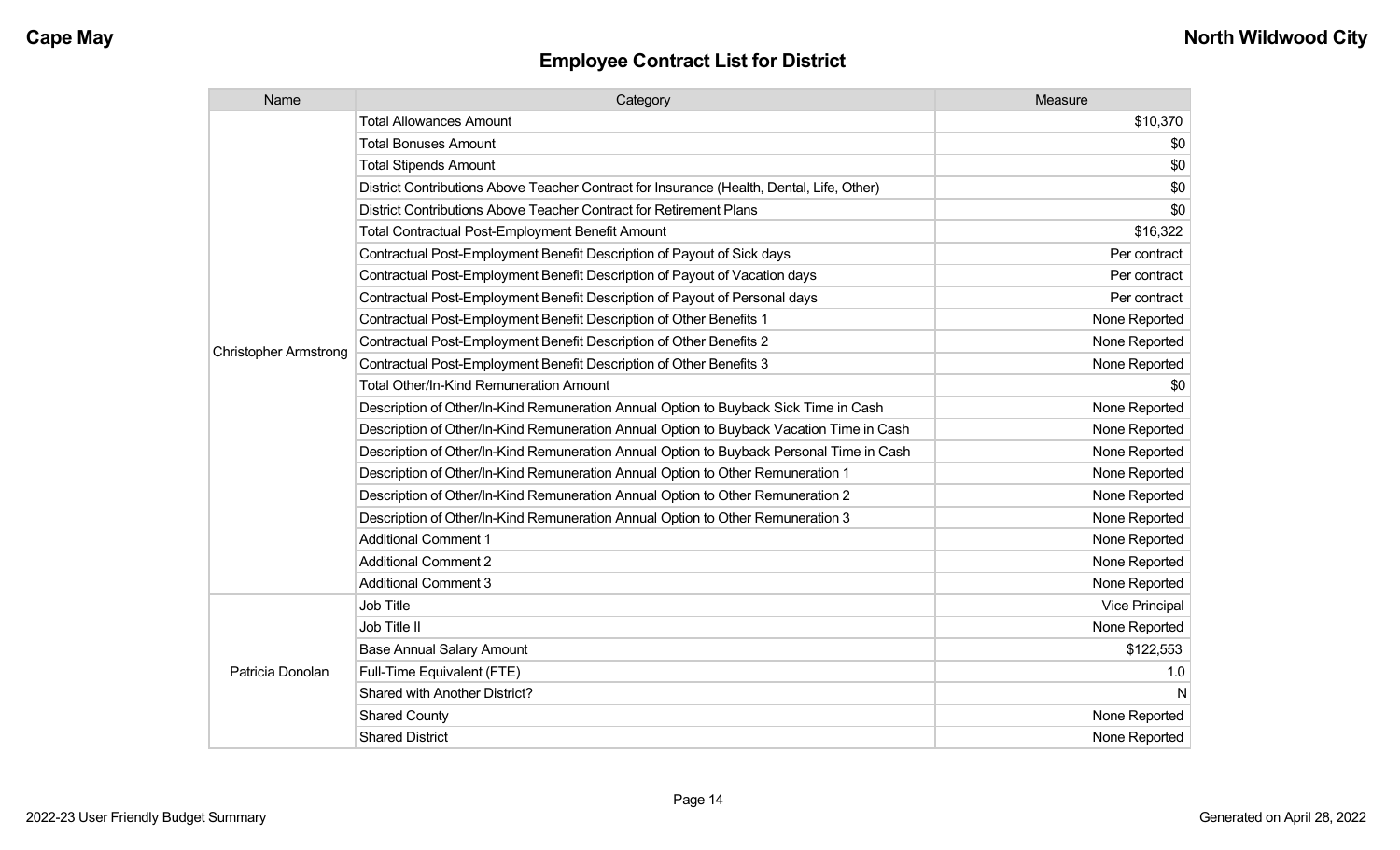## Employee Contract List for District

| Name | Category | Measure |
| --- | --- | --- |
| Christopher Armstrong | Total Allowances Amount | $10,370 |
| | Total Bonuses Amount | $0 |
| | Total Stipends Amount | $0 |
| | District Contributions Above Teacher Contract for Insurance (Health, Dental, Life, Other) | $0 |
| | District Contributions Above Teacher Contract for Retirement Plans | $0 |
| | Total Contractual Post-Employment Benefit Amount | $16,322 |
| | Contractual Post-Employment Benefit Description of Payout of Sick days | Per contract |
| | Contractual Post-Employment Benefit Description of Payout of Vacation days | Per contract |
| | Contractual Post-Employment Benefit Description of Payout of Personal days | Per contract |
| | Contractual Post-Employment Benefit Description of Other Benefits 1 | None Reported |
| | Contractual Post-Employment Benefit Description of Other Benefits 2 | None Reported |
| | Contractual Post-Employment Benefit Description of Other Benefits 3 | None Reported |
| | Total Other/In-Kind Remuneration Amount | $0 |
| | Description of Other/In-Kind Remuneration Annual Option to Buyback Sick Time in Cash | None Reported |
| | Description of Other/In-Kind Remuneration Annual Option to Buyback Vacation Time in Cash | None Reported |
| | Description of Other/In-Kind Remuneration Annual Option to Buyback Personal Time in Cash | None Reported |
| | Description of Other/In-Kind Remuneration Annual Option to Other Remuneration 1 | None Reported |
| | Description of Other/In-Kind Remuneration Annual Option to Other Remuneration 2 | None Reported |
| | Description of Other/In-Kind Remuneration Annual Option to Other Remuneration 3 | None Reported |
| | Additional Comment 1 | None Reported |
| | Additional Comment 2 | None Reported |
| | Additional Comment 3 | None Reported |
| Patricia Donolan | Job Title | Vice Principal |
| | Job Title II | None Reported |
| | Base Annual Salary Amount | $122,553 |
| | Full-Time Equivalent (FTE) | 1.0 |
| | Shared with Another District? | N |
| | Shared County | None Reported |
| | Shared District | None Reported |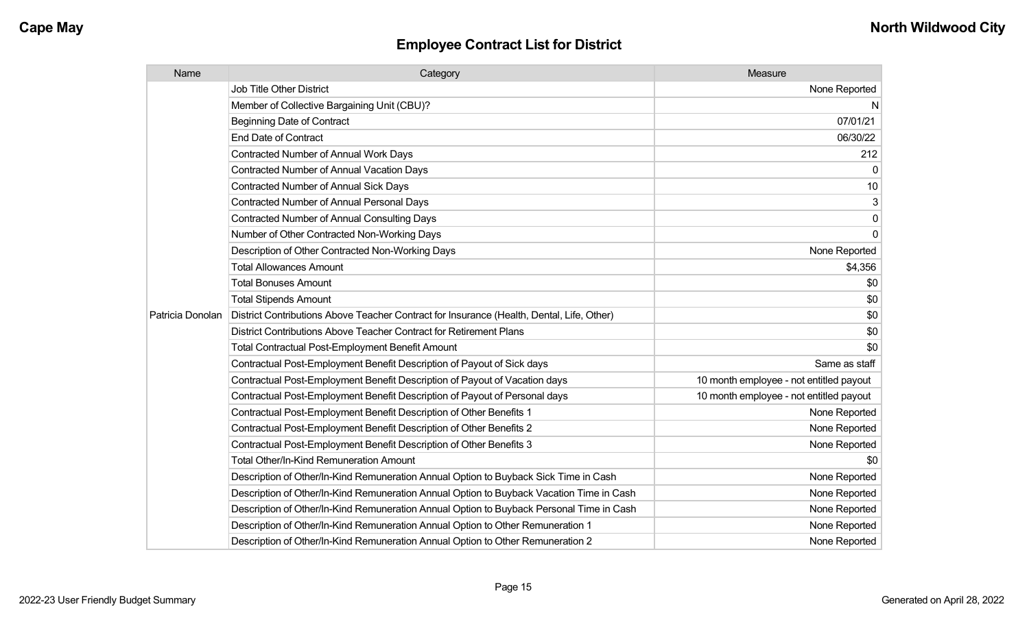## Employee Contract List for District

| Name | Category | Measure |
|---|---|---|
| Patricia Donolan | Job Title Other District | None Reported |
| | Member of Collective Bargaining Unit (CBU)? | N |
| | Beginning Date of Contract | 07/01/21 |
| | End Date of Contract | 06/30/22 |
| | Contracted Number of Annual Work Days | 212 |
| | Contracted Number of Annual Vacation Days | 0 |
| | Contracted Number of Annual Sick Days | 10 |
| | Contracted Number of Annual Personal Days | 3 |
| | Contracted Number of Annual Consulting Days | 0 |
| | Number of Other Contracted Non-Working Days | 0 |
| | Description of Other Contracted Non-Working Days | None Reported |
| | Total Allowances Amount | $4,356 |
| | Total Bonuses Amount | $0 |
| | Total Stipends Amount | $0 |
| | District Contributions Above Teacher Contract for Insurance (Health, Dental, Life, Other) | $0 |
| | District Contributions Above Teacher Contract for Retirement Plans | $0 |
| | Total Contractual Post-Employment Benefit Amount | $0 |
| | Contractual Post-Employment Benefit Description of Payout of Sick days | Same as staff |
| | Contractual Post-Employment Benefit Description of Payout of Vacation days | 10 month employee - not entitled payout |
| | Contractual Post-Employment Benefit Description of Payout of Personal days | 10 month employee - not entitled payout |
| | Contractual Post-Employment Benefit Description of Other Benefits 1 | None Reported |
| | Contractual Post-Employment Benefit Description of Other Benefits 2 | None Reported |
| | Contractual Post-Employment Benefit Description of Other Benefits 3 | None Reported |
| | Total Other/In-Kind Remuneration Amount | $0 |
| | Description of Other/In-Kind Remuneration Annual Option to Buyback Sick Time in Cash | None Reported |
| | Description of Other/In-Kind Remuneration Annual Option to Buyback Vacation Time in Cash | None Reported |
| | Description of Other/In-Kind Remuneration Annual Option to Buyback Personal Time in Cash | None Reported |
| | Description of Other/In-Kind Remuneration Annual Option to Other Remuneration 1 | None Reported |
| | Description of Other/In-Kind Remuneration Annual Option to Other Remuneration 2 | None Reported |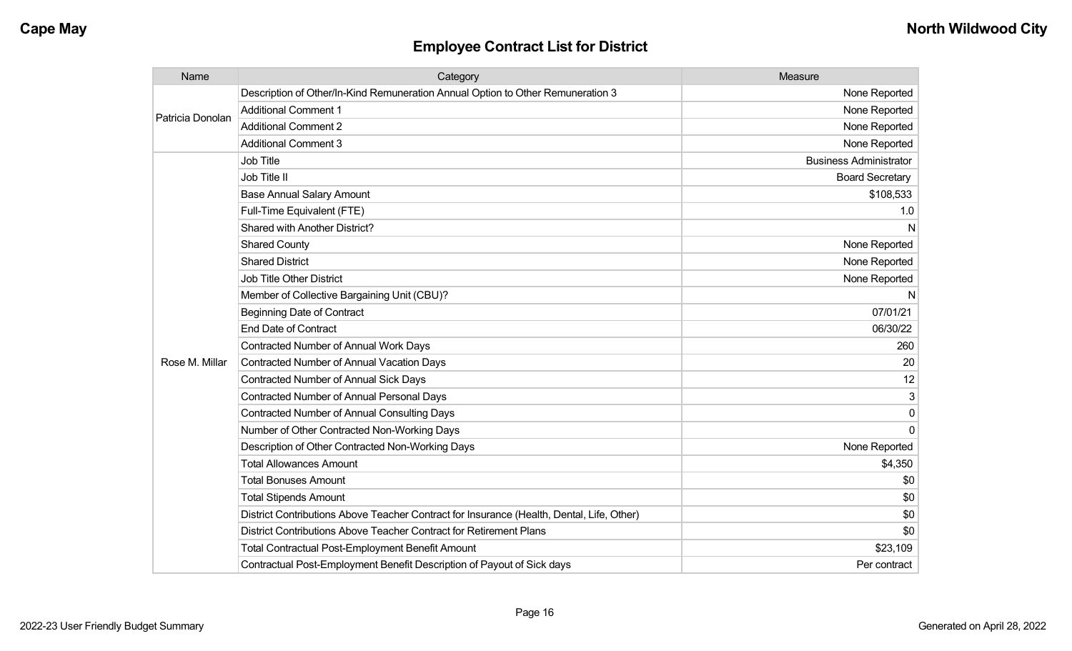## Employee Contract List for District

| Name | Category | Measure |
|---|---|---|
| Patricia Donolan | Description of Other/In-Kind Remuneration Annual Option to Other Remuneration 3 | None Reported |
| | Additional Comment 1 | None Reported |
| | Additional Comment 2 | None Reported |
| | Additional Comment 3 | None Reported |
| Rose M. Millar | Job Title | Business Administrator |
| | Job Title II | Board Secretary |
| | Base Annual Salary Amount | $108,533 |
| | Full-Time Equivalent (FTE) | 1.0 |
| | Shared with Another District? | N |
| | Shared County | None Reported |
| | Shared District | None Reported |
| | Job Title Other District | None Reported |
| | Member of Collective Bargaining Unit (CBU)? | N |
| | Beginning Date of Contract | 07/01/21 |
| | End Date of Contract | 06/30/22 |
| | Contracted Number of Annual Work Days | 260 |
| | Contracted Number of Annual Vacation Days | 20 |
| | Contracted Number of Annual Sick Days | 12 |
| | Contracted Number of Annual Personal Days | 3 |
| | Contracted Number of Annual Consulting Days | 0 |
| | Number of Other Contracted Non-Working Days | 0 |
| | Description of Other Contracted Non-Working Days | None Reported |
| | Total Allowances Amount | $4,350 |
| | Total Bonuses Amount | $0 |
| | Total Stipends Amount | $0 |
| | District Contributions Above Teacher Contract for Insurance (Health, Dental, Life, Other) | $0 |
| | District Contributions Above Teacher Contract for Retirement Plans | $0 |
| | Total Contractual Post-Employment Benefit Amount | $23,109 |
| | Contractual Post-Employment Benefit Description of Payout of Sick days | Per contract |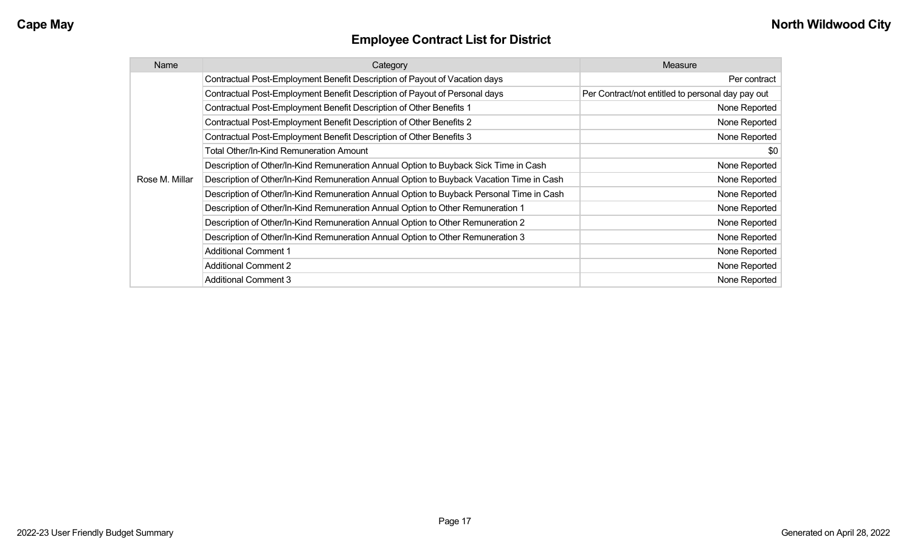## Employee Contract List for District

| Name | Category | Measure |
|---|---|---|
| Rose M. Millar | Contractual Post-Employment Benefit Description of Payout of Vacation days | Per contract |
| | Contractual Post-Employment Benefit Description of Payout of Personal days | Per Contract/not entitled to personal day pay out |
| | Contractual Post-Employment Benefit Description of Other Benefits 1 | None Reported |
| | Contractual Post-Employment Benefit Description of Other Benefits 2 | None Reported |
| | Contractual Post-Employment Benefit Description of Other Benefits 3 | None Reported |
| | Total Other/In-Kind Remuneration Amount | $0 |
| | Description of Other/In-Kind Remuneration Annual Option to Buyback Sick Time in Cash | None Reported |
| | Description of Other/In-Kind Remuneration Annual Option to Buyback Vacation Time in Cash | None Reported |
| | Description of Other/In-Kind Remuneration Annual Option to Buyback Personal Time in Cash | None Reported |
| | Description of Other/In-Kind Remuneration Annual Option to Other Remuneration 1 | None Reported |
| | Description of Other/In-Kind Remuneration Annual Option to Other Remuneration 2 | None Reported |
| | Description of Other/In-Kind Remuneration Annual Option to Other Remuneration 3 | None Reported |
| | Additional Comment 1 | None Reported |
| | Additional Comment 2 | None Reported |
| | Additional Comment 3 | None Reported |